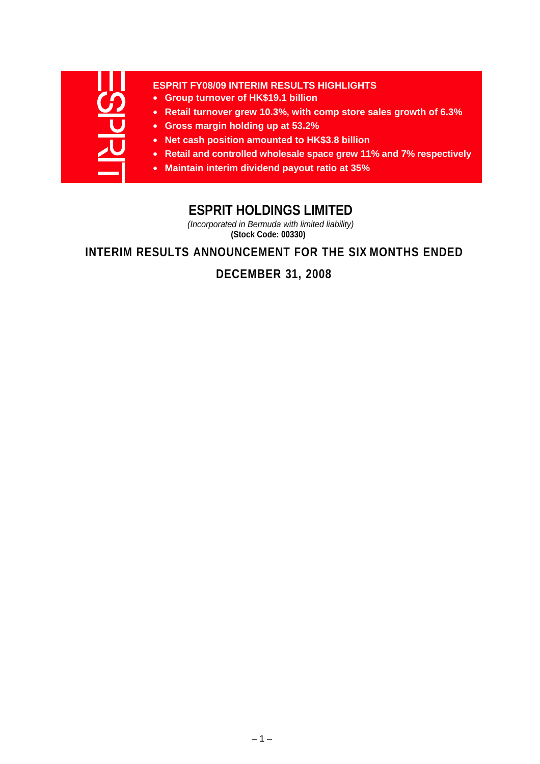**ESPRIT FY08/09 INTERIM RESULTS HIGHLIGHTS**

- **Group turnover of HK$19.1 billion**
- **Retail turnover grew 10.3%, with comp store sales growth of 6.3%**
- **Gross margin holding up at 53.2%**
- **Net cash position amounted to HK$3.8 billion**
- **Retail and controlled wholesale space grew 11% and 7% respectively**
- **Maintain interim dividend payout ratio at 35%**

# ESPRIT HOLDINGS LIMITED

*(Incorporated in Bermuda with limited liability)*
**(Stock Code: 00330)**

## INTERIM RESULTS ANNOUNCEMENT FOR THE SIX MONTHS ENDED DECEMBER 31, 2008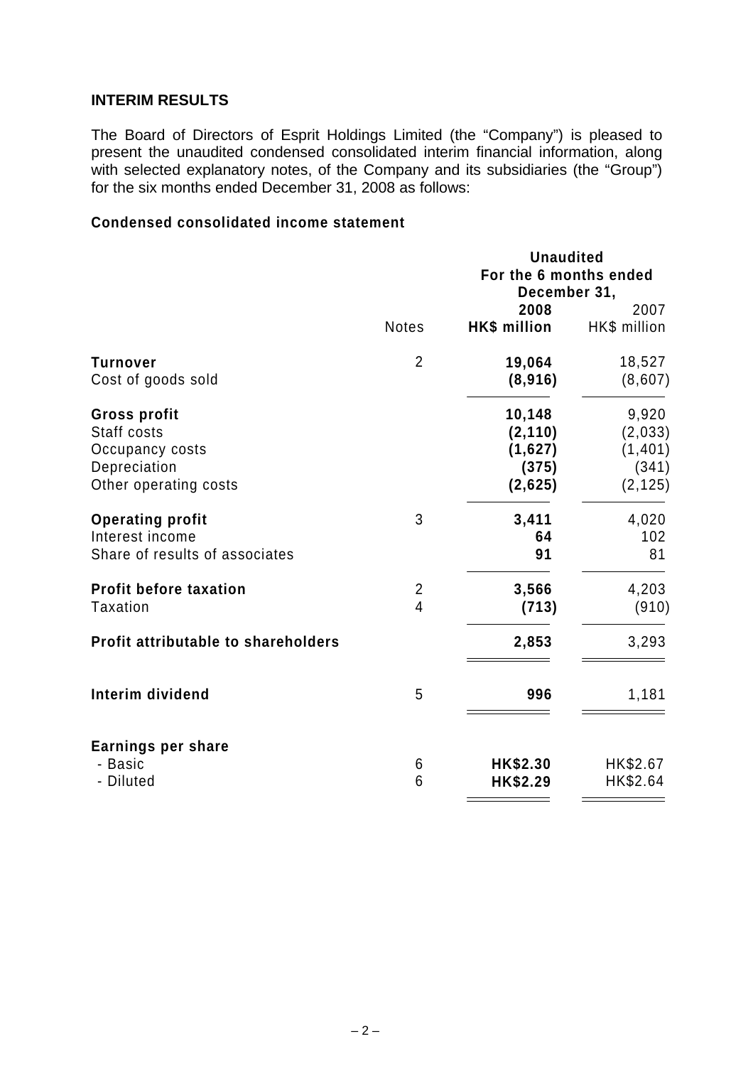## INTERIM RESULTS

The Board of Directors of Esprit Holdings Limited (the "Company") is pleased to present the unaudited condensed consolidated interim financial information, along with selected explanatory notes, of the Company and its subsidiaries (the "Group") for the six months ended December 31, 2008 as follows:

### Condensed consolidated income statement

| | Notes | Unaudited For the 6 months ended December 31, 2008 HK$ million | 2007 HK$ million |
|---|---|---|---|
| **Turnover** | 2 | **19,064** | 18,527 |
| Cost of goods sold | | **(8,916)** | (8,607) |
| **Gross profit** | | **10,148** | 9,920 |
| Staff costs | | **(2,110)** | (2,033) |
| Occupancy costs | | **(1,627)** | (1,401) |
| Depreciation | | **(375)** | (341) |
| Other operating costs | | **(2,625)** | (2,125) |
| **Operating profit** | 3 | **3,411** | 4,020 |
| Interest income | | **64** | 102 |
| Share of results of associates | | **91** | 81 |
| **Profit before taxation** | 2 | **3,566** | 4,203 |
| Taxation | 4 | **(713)** | (910) |
| **Profit attributable to shareholders** | | **2,853** | 3,293 |
| **Interim dividend** | 5 | **996** | 1,181 |
| **Earnings per share** | | | |
| - Basic | 6 | **HK$2.30** | HK$2.67 |
| - Diluted | 6 | **HK$2.29** | HK$2.64 |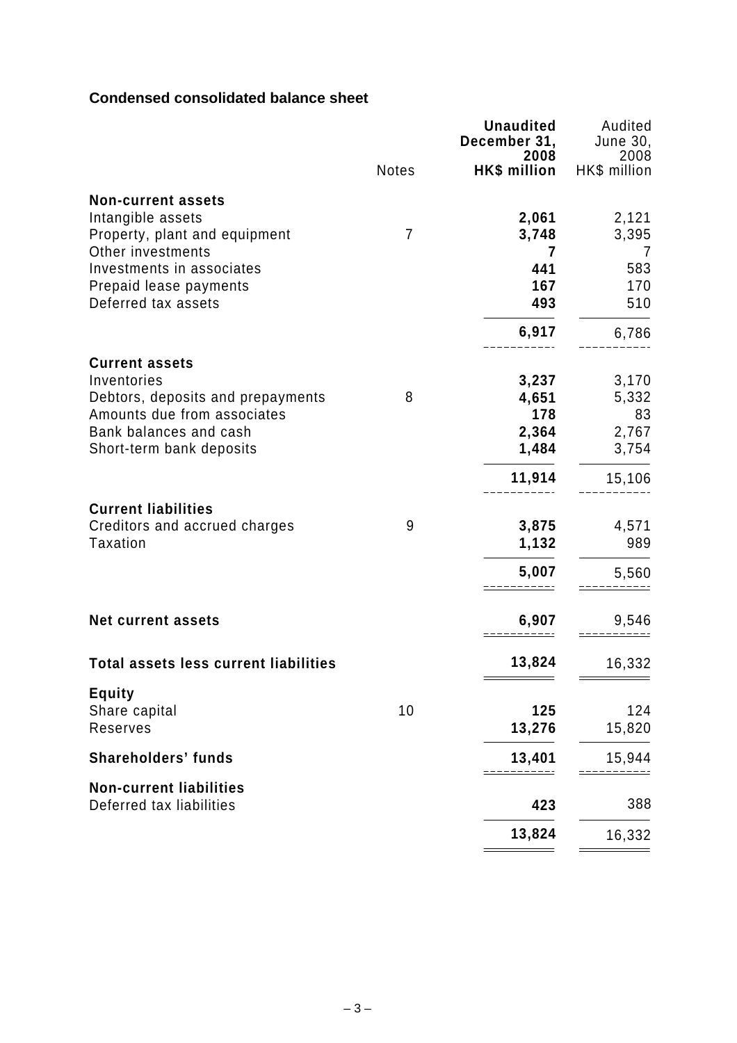## Condensed consolidated balance sheet

| | Notes | Unaudited December 31, 2008 HK$ million | Audited June 30, 2008 HK$ million |
|---|---|---|---|
| **Non-current assets** | | | |
| Intangible assets | | **2,061** | 2,121 |
| Property, plant and equipment | 7 | **3,748** | 3,395 |
| Other investments | | **7** | 7 |
| Investments in associates | | **441** | 583 |
| Prepaid lease payments | | **167** | 170 |
| Deferred tax assets | | **493** | 510 |
| | | **6,917** | 6,786 |
| **Current assets** | | | |
| Inventories | | **3,237** | 3,170 |
| Debtors, deposits and prepayments | 8 | **4,651** | 5,332 |
| Amounts due from associates | | **178** | 83 |
| Bank balances and cash | | **2,364** | 2,767 |
| Short-term bank deposits | | **1,484** | 3,754 |
| | | **11,914** | 15,106 |
| **Current liabilities** | | | |
| Creditors and accrued charges | 9 | **3,875** | 4,571 |
| Taxation | | **1,132** | 989 |
| | | **5,007** | 5,560 |
| **Net current assets** | | **6,907** | 9,546 |
| **Total assets less current liabilities** | | **13,824** | 16,332 |
| **Equity** | | | |
| Share capital | 10 | **125** | 124 |
| Reserves | | **13,276** | 15,820 |
| **Shareholders' funds** | | **13,401** | 15,944 |
| **Non-current liabilities** | | | |
| Deferred tax liabilities | | **423** | 388 |
| | | **13,824** | 16,332 |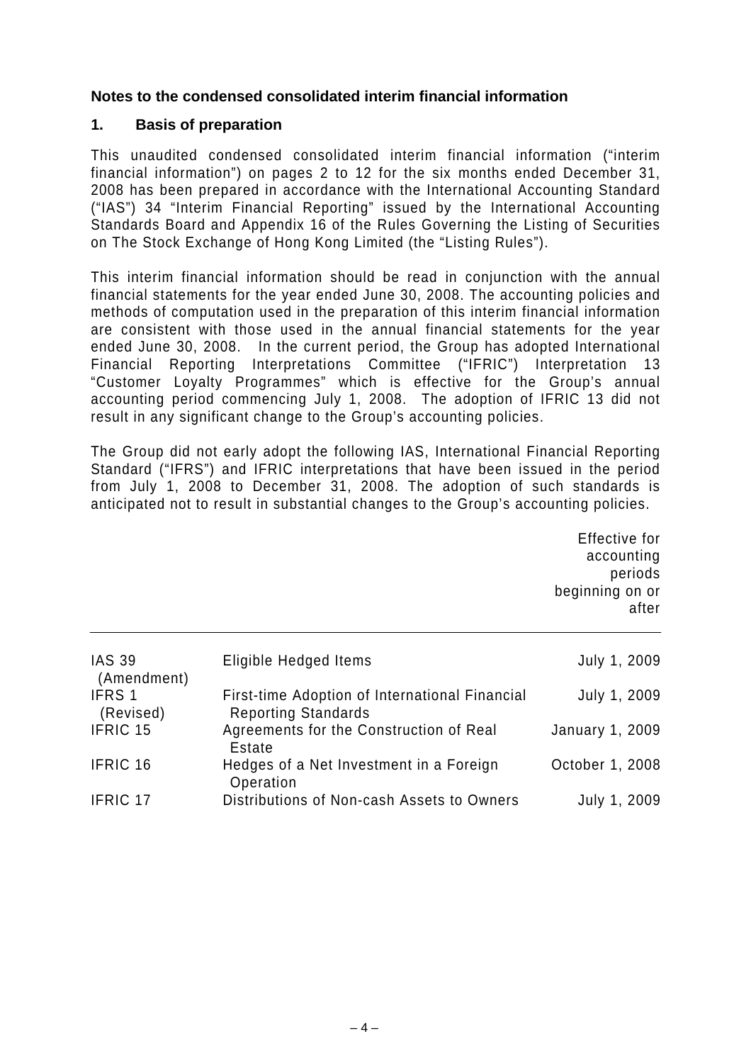## Notes to the condensed consolidated interim financial information

### 1. Basis of preparation

This unaudited condensed consolidated interim financial information ("interim financial information") on pages 2 to 12 for the six months ended December 31, 2008 has been prepared in accordance with the International Accounting Standard ("IAS") 34 "Interim Financial Reporting" issued by the International Accounting Standards Board and Appendix 16 of the Rules Governing the Listing of Securities on The Stock Exchange of Hong Kong Limited (the "Listing Rules").

This interim financial information should be read in conjunction with the annual financial statements for the year ended June 30, 2008. The accounting policies and methods of computation used in the preparation of this interim financial information are consistent with those used in the annual financial statements for the year ended June 30, 2008. In the current period, the Group has adopted International Financial Reporting Interpretations Committee ("IFRIC") Interpretation 13 "Customer Loyalty Programmes" which is effective for the Group's annual accounting period commencing July 1, 2008. The adoption of IFRIC 13 did not result in any significant change to the Group's accounting policies.

The Group did not early adopt the following IAS, International Financial Reporting Standard ("IFRS") and IFRIC interpretations that have been issued in the period from July 1, 2008 to December 31, 2008. The adoption of such standards is anticipated not to result in substantial changes to the Group's accounting policies.

| | | Effective for accounting periods beginning on or after |
|---|---|---|
| IAS 39 (Amendment) | Eligible Hedged Items | July 1, 2009 |
| IFRS 1 (Revised) | First-time Adoption of International Financial Reporting Standards | July 1, 2009 |
| IFRIC 15 | Agreements for the Construction of Real Estate | January 1, 2009 |
| IFRIC 16 | Hedges of a Net Investment in a Foreign Operation | October 1, 2008 |
| IFRIC 17 | Distributions of Non-cash Assets to Owners | July 1, 2009 |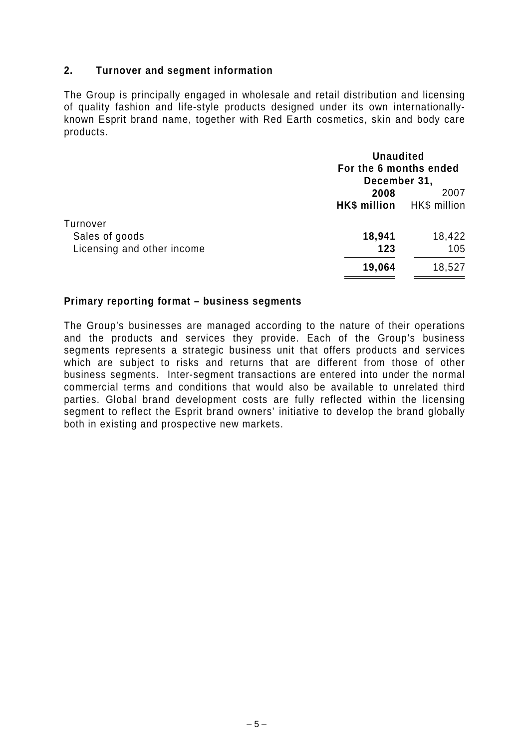## 2. Turnover and segment information

The Group is principally engaged in wholesale and retail distribution and licensing of quality fashion and life-style products designed under its own internationally-known Esprit brand name, together with Red Earth cosmetics, skin and body care products.

| | Unaudited For the 6 months ended December 31, | |
|---|---|---|
| | **2008** | 2007 |
| | **HK$ million** | HK$ million |
| Turnover | | |
| Sales of goods | **18,941** | 18,422 |
| Licensing and other income | **123** | 105 |
| | **19,064** | 18,527 |

### Primary reporting format – business segments

The Group's businesses are managed according to the nature of their operations and the products and services they provide. Each of the Group's business segments represents a strategic business unit that offers products and services which are subject to risks and returns that are different from those of other business segments. Inter-segment transactions are entered into under the normal commercial terms and conditions that would also be available to unrelated third parties. Global brand development costs are fully reflected within the licensing segment to reflect the Esprit brand owners' initiative to develop the brand globally both in existing and prospective new markets.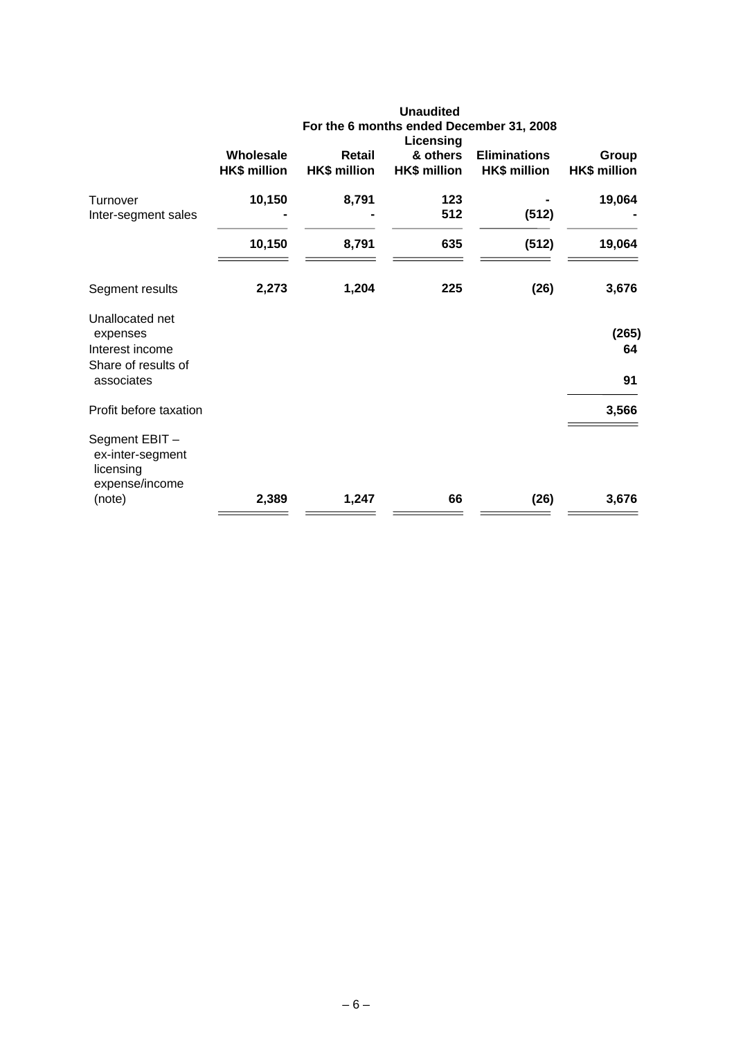| | Unaudited For the 6 months ended December 31, 2008 | | | | |
|---|---|---|---|---|---|
| | Wholesale HK$ million | Retail HK$ million | Licensing & others HK$ million | Eliminations HK$ million | Group HK$ million |
| Turnover | 10,150 | 8,791 | 123 | - | 19,064 |
| Inter-segment sales | - | - | 512 | (512) | - |
| | 10,150 | 8,791 | 635 | (512) | 19,064 |
| Segment results | 2,273 | 1,204 | 225 | (26) | 3,676 |
| Unallocated net expenses | | | | | (265) |
| Interest income | | | | | 64 |
| Share of results of associates | | | | | 91 |
| Profit before taxation | | | | | 3,566 |
| Segment EBIT – ex-inter-segment licensing expense/income (note) | 2,389 | 1,247 | 66 | (26) | 3,676 |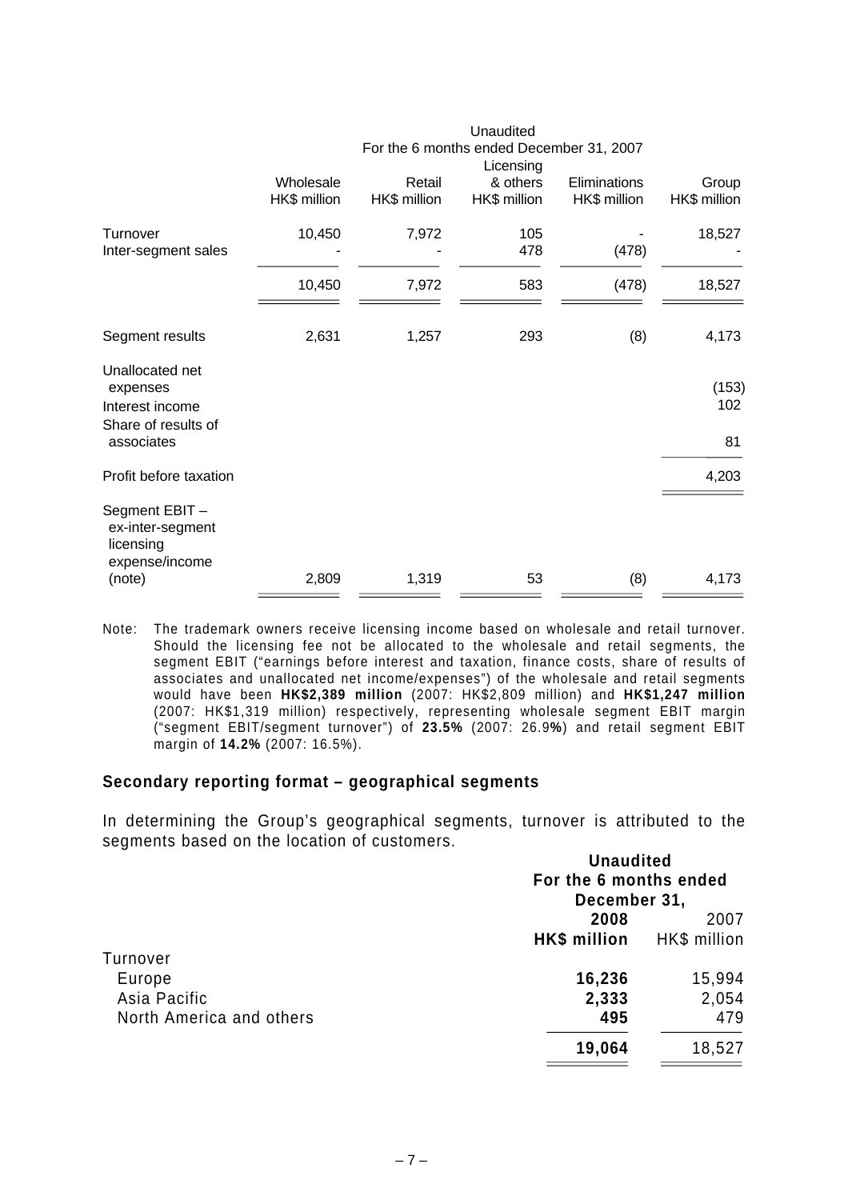| | Unaudited | | | | |
|---|---|---|---|---|---|
| | For the 6 months ended December 31, 2007 | | | | |
| | Wholesale | Retail | Licensing & others | Eliminations | Group |
| | HK$ million | HK$ million | HK$ million | HK$ million | HK$ million |
| Turnover | 10,450 | 7,972 | 105 | - | 18,527 |
| Inter-segment sales | - | - | 478 | (478) | - |
| | 10,450 | 7,972 | 583 | (478) | 18,527 |
| Segment results | 2,631 | 1,257 | 293 | (8) | 4,173 |
| Unallocated net expenses | | | | | (153) |
| Interest income | | | | | 102 |
| Share of results of associates | | | | | 81 |
| Profit before taxation | | | | | 4,203 |
| Segment EBIT – ex-inter-segment licensing expense/income (note) | 2,809 | 1,319 | 53 | (8) | 4,173 |

Note: The trademark owners receive licensing income based on wholesale and retail turnover. Should the licensing fee not be allocated to the wholesale and retail segments, the segment EBIT ("earnings before interest and taxation, finance costs, share of results of associates and unallocated net income/expenses") of the wholesale and retail segments would have been **HK$2,389 million** (2007: HK$2,809 million) and **HK$1,247 million** (2007: HK$1,319 million) respectively, representing wholesale segment EBIT margin ("segment EBIT/segment turnover") of **23.5%** (2007: 26.9%) and retail segment EBIT margin of **14.2%** (2007: 16.5%).

### Secondary reporting format – geographical segments

In determining the Group's geographical segments, turnover is attributed to the segments based on the location of customers.

| | **Unaudited** | |
|---|---|---|
| | **For the 6 months ended December 31,** | |
| | **2008** | 2007 |
| | **HK$ million** | HK$ million |
| Turnover | | |
| Europe | **16,236** | 15,994 |
| Asia Pacific | **2,333** | 2,054 |
| North America and others | **495** | 479 |
| | **19,064** | 18,527 |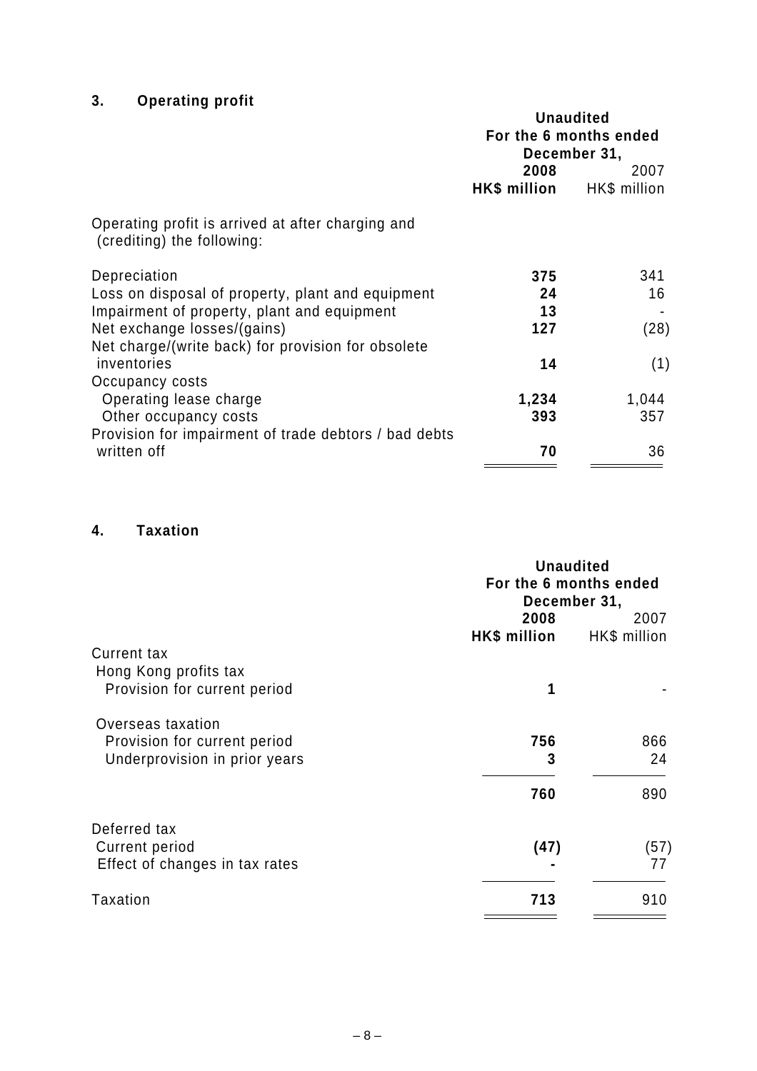## 3. Operating profit

| | Unaudited For the 6 months ended December 31, | |
|---|---|---|
| | **2008** | 2007 |
| | **HK$ million** | HK$ million |
| Operating profit is arrived at after charging and (crediting) the following: | | |
| Depreciation | **375** | 341 |
| Loss on disposal of property, plant and equipment | **24** | 16 |
| Impairment of property, plant and equipment | **13** | - |
| Net exchange losses/(gains) | **127** | (28) |
| Net charge/(write back) for provision for obsolete inventories | **14** | (1) |
| Occupancy costs | | |
| Operating lease charge | **1,234** | 1,044 |
| Other occupancy costs | **393** | 357 |
| Provision for impairment of trade debtors / bad debts written off | **70** | 36 |

## 4. Taxation

| | Unaudited For the 6 months ended December 31, | |
|---|---|---|
| | **2008** | 2007 |
| | **HK$ million** | HK$ million |
| Current tax | | |
| Hong Kong profits tax | | |
| Provision for current period | **1** | - |
| Overseas taxation | | |
| Provision for current period | **756** | 866 |
| Underprovision in prior years | **3** | 24 |
| | **760** | 890 |
| Deferred tax | | |
| Current period | **(47)** | (57) |
| Effect of changes in tax rates | **-** | 77 |
| Taxation | **713** | 910 |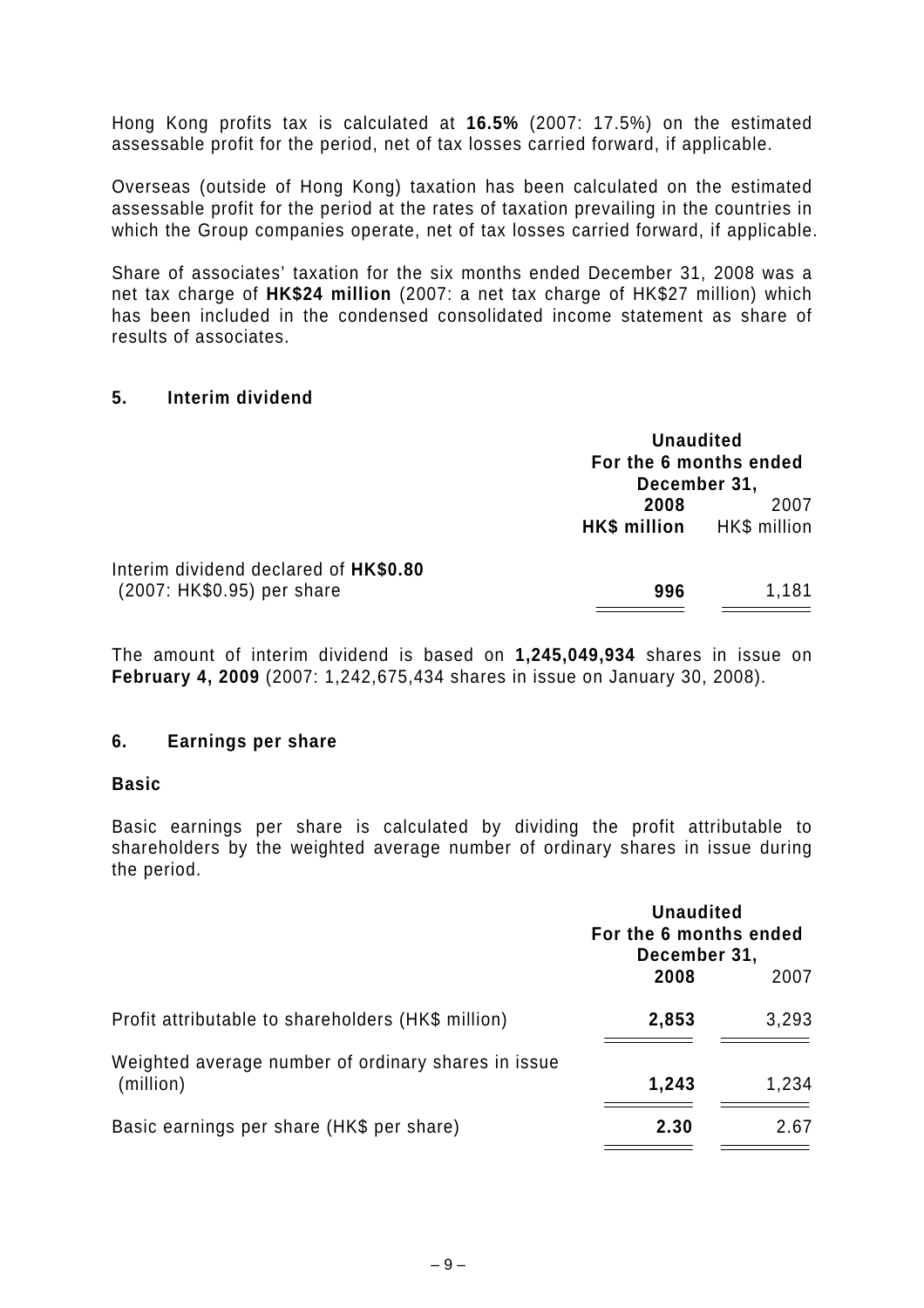Hong Kong profits tax is calculated at **16.5%** (2007: 17.5%) on the estimated assessable profit for the period, net of tax losses carried forward, if applicable.

Overseas (outside of Hong Kong) taxation has been calculated on the estimated assessable profit for the period at the rates of taxation prevailing in the countries in which the Group companies operate, net of tax losses carried forward, if applicable.

Share of associates' taxation for the six months ended December 31, 2008 was a net tax charge of **HK$24 million** (2007: a net tax charge of HK$27 million) which has been included in the condensed consolidated income statement as share of results of associates.

## 5. Interim dividend

| | **Unaudited For the 6 months ended December 31,** | |
|---|---|---|
| | **2008** | 2007 |
| | **HK$ million** | HK$ million |
| Interim dividend declared of **HK$0.80** (2007: HK$0.95) per share | **996** | 1,181 |

The amount of interim dividend is based on **1,245,049,934** shares in issue on **February 4, 2009** (2007: 1,242,675,434 shares in issue on January 30, 2008).

## 6. Earnings per share

### Basic

Basic earnings per share is calculated by dividing the profit attributable to shareholders by the weighted average number of ordinary shares in issue during the period.

| | **Unaudited For the 6 months ended December 31,** | |
|---|---|---|
| | **2008** | 2007 |
| Profit attributable to shareholders (HK$ million) | **2,853** | 3,293 |
| Weighted average number of ordinary shares in issue (million) | **1,243** | 1,234 |
| Basic earnings per share (HK$ per share) | **2.30** | 2.67 |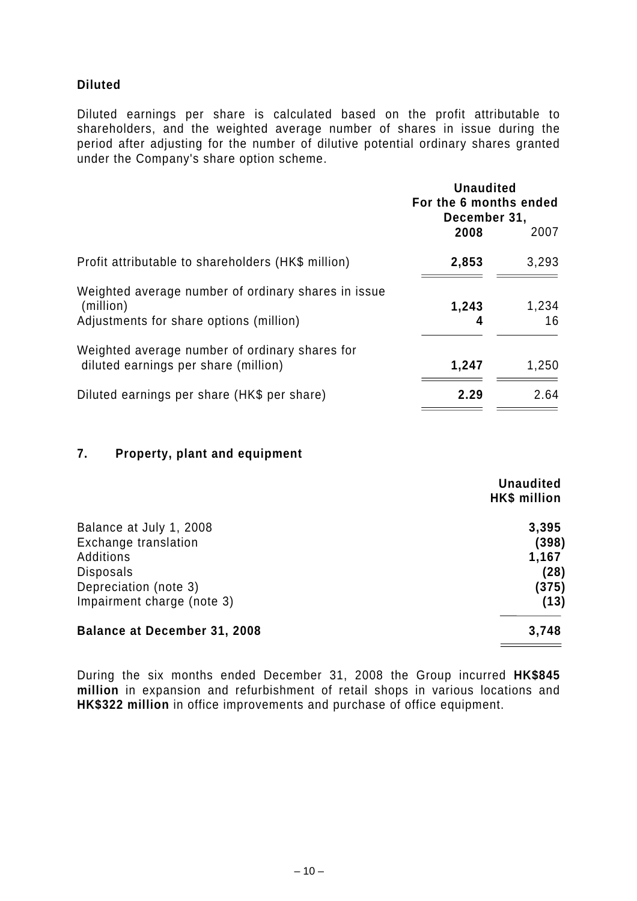**Diluted**

Diluted earnings per share is calculated based on the profit attributable to shareholders, and the weighted average number of shares in issue during the period after adjusting for the number of dilutive potential ordinary shares granted under the Company's share option scheme.

| | Unaudited For the 6 months ended December 31, | |
|---|---|---|
| | **2008** | 2007 |
| Profit attributable to shareholders (HK$ million) | **2,853** | 3,293 |
| Weighted average number of ordinary shares in issue (million) | **1,243** | 1,234 |
| Adjustments for share options (million) | **4** | 16 |
| Weighted average number of ordinary shares for diluted earnings per share (million) | **1,247** | 1,250 |
| Diluted earnings per share (HK$ per share) | **2.29** | 2.64 |

## 7. Property, plant and equipment

| | **Unaudited HK$ million** |
|---|---|
| Balance at July 1, 2008 | **3,395** |
| Exchange translation | **(398)** |
| Additions | **1,167** |
| Disposals | **(28)** |
| Depreciation (note 3) | **(375)** |
| Impairment charge (note 3) | **(13)** |
| **Balance at December 31, 2008** | **3,748** |

During the six months ended December 31, 2008 the Group incurred **HK$845 million** in expansion and refurbishment of retail shops in various locations and **HK$322 million** in office improvements and purchase of office equipment.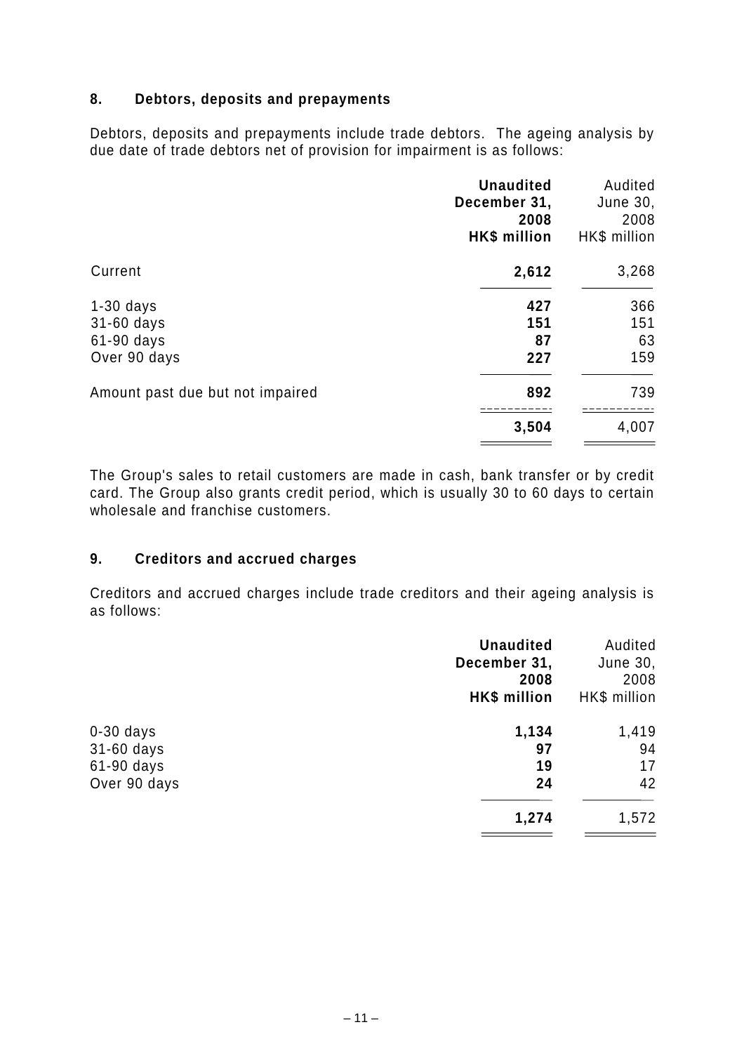## 8. Debtors, deposits and prepayments

Debtors, deposits and prepayments include trade debtors. The ageing analysis by due date of trade debtors net of provision for impairment is as follows:

| | **Unaudited December 31, 2008 HK$ million** | Audited June 30, 2008 HK$ million |
|---|---|---|
| Current | **2,612** | 3,268 |
| 1-30 days | **427** | 366 |
| 31-60 days | **151** | 151 |
| 61-90 days | **87** | 63 |
| Over 90 days | **227** | 159 |
| Amount past due but not impaired | **892** | 739 |
| | **3,504** | 4,007 |

The Group's sales to retail customers are made in cash, bank transfer or by credit card. The Group also grants credit period, which is usually 30 to 60 days to certain wholesale and franchise customers.

## 9. Creditors and accrued charges

Creditors and accrued charges include trade creditors and their ageing analysis is as follows:

| | **Unaudited December 31, 2008 HK$ million** | Audited June 30, 2008 HK$ million |
|---|---|---|
| 0-30 days | **1,134** | 1,419 |
| 31-60 days | **97** | 94 |
| 61-90 days | **19** | 17 |
| Over 90 days | **24** | 42 |
| | **1,274** | 1,572 |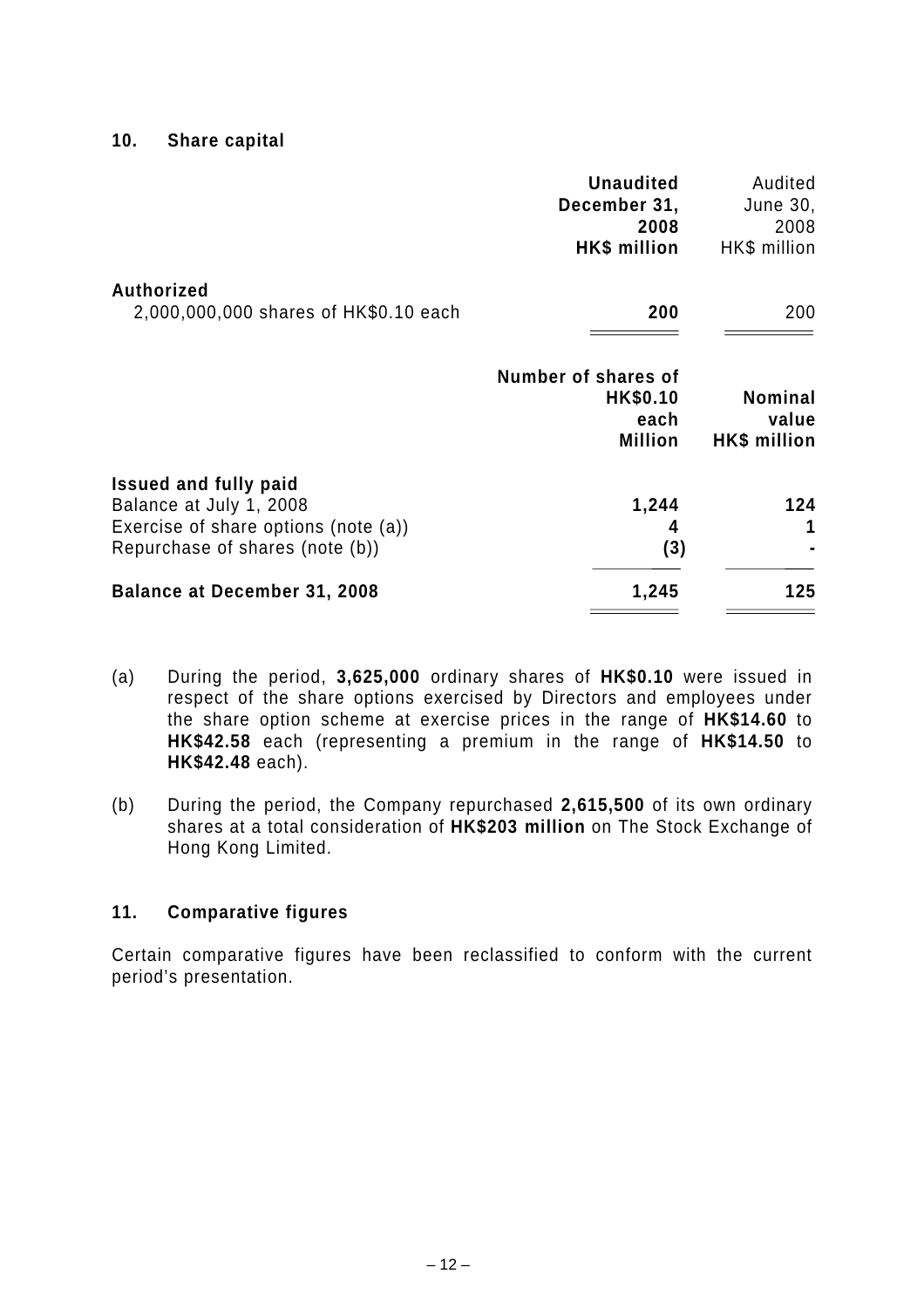## 10. Share capital

| | Unaudited December 31, 2008 HK$ million | Audited June 30, 2008 HK$ million |
|---|---|---|
| **Authorized** | | |
| 2,000,000,000 shares of HK$0.10 each | **200** | 200 |

| | Number of shares of HK$0.10 each Million | Nominal value HK$ million |
|---|---|---|
| **Issued and fully paid** | | |
| Balance at July 1, 2008 | **1,244** | **124** |
| Exercise of share options (note (a)) | **4** | **1** |
| Repurchase of shares (note (b)) | **(3)** | **-** |
| **Balance at December 31, 2008** | **1,245** | **125** |

(a) During the period, **3,625,000** ordinary shares of **HK$0.10** were issued in respect of the share options exercised by Directors and employees under the share option scheme at exercise prices in the range of **HK$14.60** to **HK$42.58** each (representing a premium in the range of **HK$14.50** to **HK$42.48** each).

(b) During the period, the Company repurchased **2,615,500** of its own ordinary shares at a total consideration of **HK$203 million** on The Stock Exchange of Hong Kong Limited.

## 11. Comparative figures

Certain comparative figures have been reclassified to conform with the current period's presentation.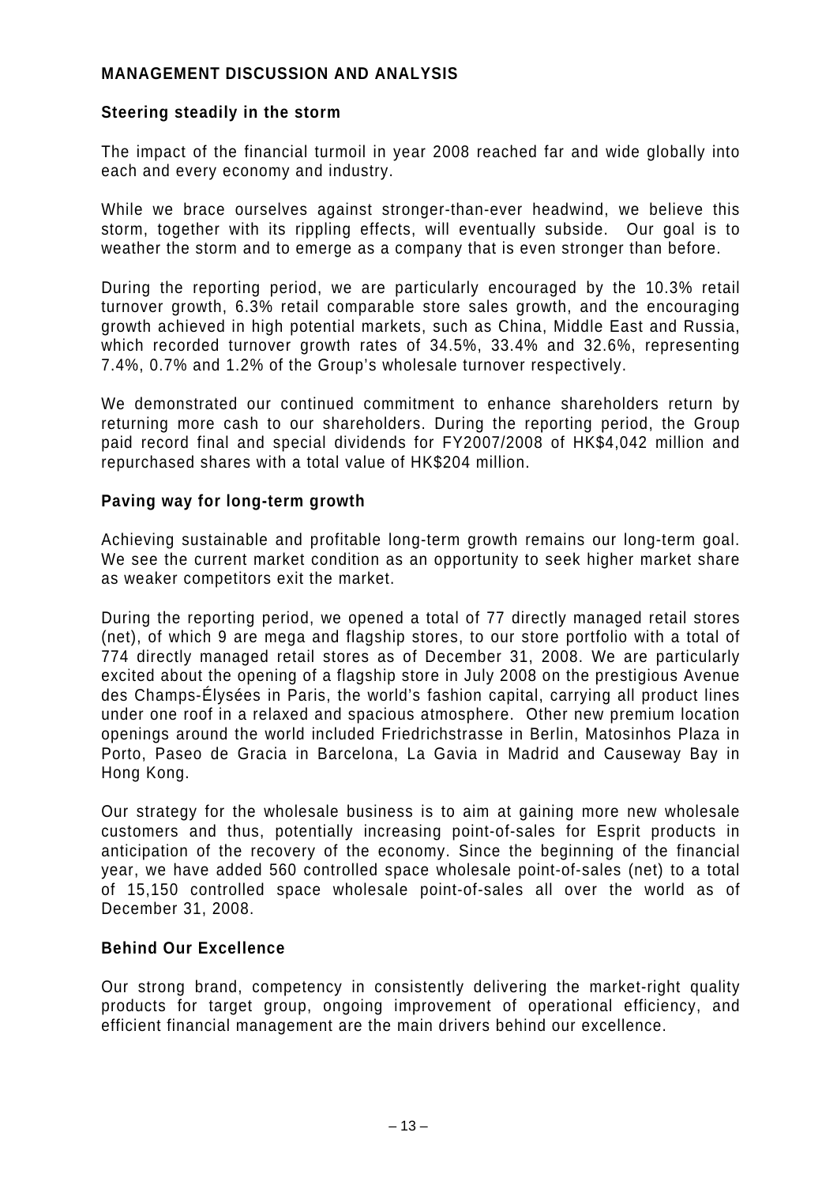## MANAGEMENT DISCUSSION AND ANALYSIS

### Steering steadily in the storm

The impact of the financial turmoil in year 2008 reached far and wide globally into each and every economy and industry.

While we brace ourselves against stronger-than-ever headwind, we believe this storm, together with its rippling effects, will eventually subside. Our goal is to weather the storm and to emerge as a company that is even stronger than before.

During the reporting period, we are particularly encouraged by the 10.3% retail turnover growth, 6.3% retail comparable store sales growth, and the encouraging growth achieved in high potential markets, such as China, Middle East and Russia, which recorded turnover growth rates of 34.5%, 33.4% and 32.6%, representing 7.4%, 0.7% and 1.2% of the Group's wholesale turnover respectively.

We demonstrated our continued commitment to enhance shareholders return by returning more cash to our shareholders. During the reporting period, the Group paid record final and special dividends for FY2007/2008 of HK$4,042 million and repurchased shares with a total value of HK$204 million.

### Paving way for long-term growth

Achieving sustainable and profitable long-term growth remains our long-term goal. We see the current market condition as an opportunity to seek higher market share as weaker competitors exit the market.

During the reporting period, we opened a total of 77 directly managed retail stores (net), of which 9 are mega and flagship stores, to our store portfolio with a total of 774 directly managed retail stores as of December 31, 2008. We are particularly excited about the opening of a flagship store in July 2008 on the prestigious Avenue des Champs-Élysées in Paris, the world's fashion capital, carrying all product lines under one roof in a relaxed and spacious atmosphere. Other new premium location openings around the world included Friedrichstrasse in Berlin, Matosinhos Plaza in Porto, Paseo de Gracia in Barcelona, La Gavia in Madrid and Causeway Bay in Hong Kong.

Our strategy for the wholesale business is to aim at gaining more new wholesale customers and thus, potentially increasing point-of-sales for Esprit products in anticipation of the recovery of the economy. Since the beginning of the financial year, we have added 560 controlled space wholesale point-of-sales (net) to a total of 15,150 controlled space wholesale point-of-sales all over the world as of December 31, 2008.

### Behind Our Excellence

Our strong brand, competency in consistently delivering the market-right quality products for target group, ongoing improvement of operational efficiency, and efficient financial management are the main drivers behind our excellence.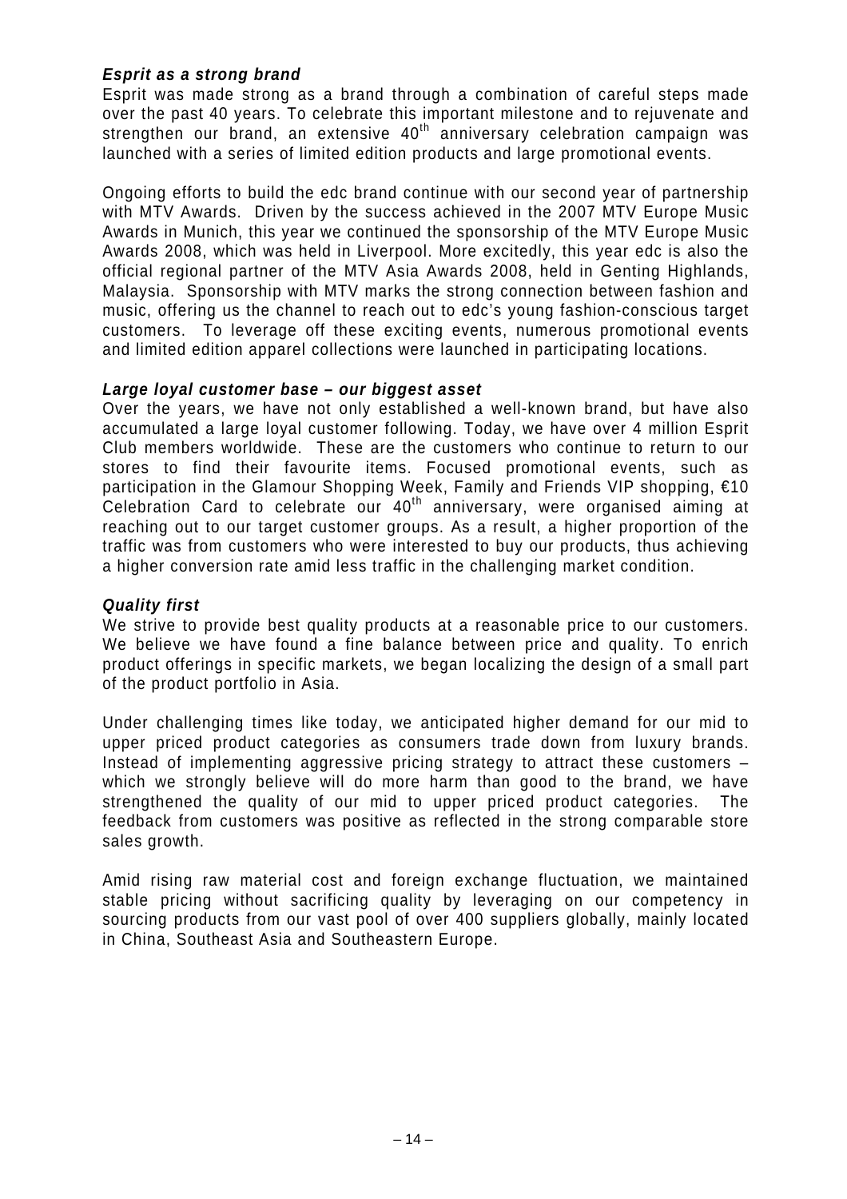***Esprit as a strong brand***

Esprit was made strong as a brand through a combination of careful steps made over the past 40 years. To celebrate this important milestone and to rejuvenate and strengthen our brand, an extensive 40th anniversary celebration campaign was launched with a series of limited edition products and large promotional events.

Ongoing efforts to build the edc brand continue with our second year of partnership with MTV Awards. Driven by the success achieved in the 2007 MTV Europe Music Awards in Munich, this year we continued the sponsorship of the MTV Europe Music Awards 2008, which was held in Liverpool. More excitedly, this year edc is also the official regional partner of the MTV Asia Awards 2008, held in Genting Highlands, Malaysia. Sponsorship with MTV marks the strong connection between fashion and music, offering us the channel to reach out to edc's young fashion-conscious target customers. To leverage off these exciting events, numerous promotional events and limited edition apparel collections were launched in participating locations.

***Large loyal customer base – our biggest asset***

Over the years, we have not only established a well-known brand, but have also accumulated a large loyal customer following. Today, we have over 4 million Esprit Club members worldwide. These are the customers who continue to return to our stores to find their favourite items. Focused promotional events, such as participation in the Glamour Shopping Week, Family and Friends VIP shopping, €10 Celebration Card to celebrate our 40th anniversary, were organised aiming at reaching out to our target customer groups. As a result, a higher proportion of the traffic was from customers who were interested to buy our products, thus achieving a higher conversion rate amid less traffic in the challenging market condition.

***Quality first***

We strive to provide best quality products at a reasonable price to our customers. We believe we have found a fine balance between price and quality. To enrich product offerings in specific markets, we began localizing the design of a small part of the product portfolio in Asia.

Under challenging times like today, we anticipated higher demand for our mid to upper priced product categories as consumers trade down from luxury brands. Instead of implementing aggressive pricing strategy to attract these customers – which we strongly believe will do more harm than good to the brand, we have strengthened the quality of our mid to upper priced product categories. The feedback from customers was positive as reflected in the strong comparable store sales growth.

Amid rising raw material cost and foreign exchange fluctuation, we maintained stable pricing without sacrificing quality by leveraging on our competency in sourcing products from our vast pool of over 400 suppliers globally, mainly located in China, Southeast Asia and Southeastern Europe.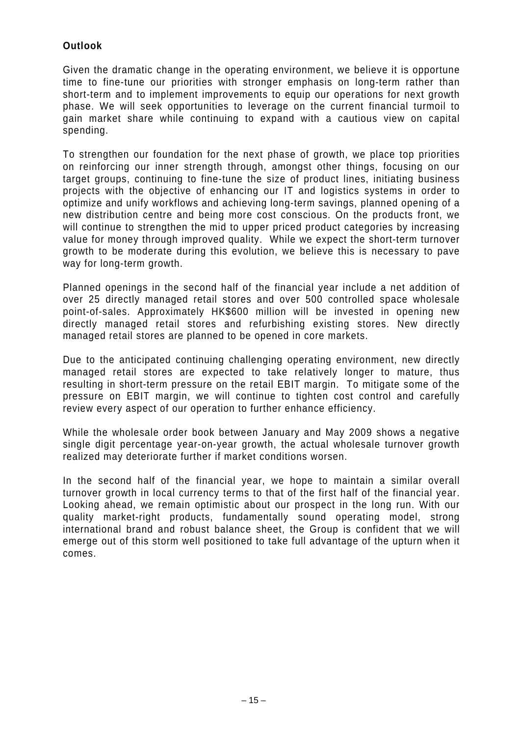## Outlook

Given the dramatic change in the operating environment, we believe it is opportune time to fine-tune our priorities with stronger emphasis on long-term rather than short-term and to implement improvements to equip our operations for next growth phase. We will seek opportunities to leverage on the current financial turmoil to gain market share while continuing to expand with a cautious view on capital spending.

To strengthen our foundation for the next phase of growth, we place top priorities on reinforcing our inner strength through, amongst other things, focusing on our target groups, continuing to fine-tune the size of product lines, initiating business projects with the objective of enhancing our IT and logistics systems in order to optimize and unify workflows and achieving long-term savings, planned opening of a new distribution centre and being more cost conscious. On the products front, we will continue to strengthen the mid to upper priced product categories by increasing value for money through improved quality. While we expect the short-term turnover growth to be moderate during this evolution, we believe this is necessary to pave way for long-term growth.

Planned openings in the second half of the financial year include a net addition of over 25 directly managed retail stores and over 500 controlled space wholesale point-of-sales. Approximately HK$600 million will be invested in opening new directly managed retail stores and refurbishing existing stores. New directly managed retail stores are planned to be opened in core markets.

Due to the anticipated continuing challenging operating environment, new directly managed retail stores are expected to take relatively longer to mature, thus resulting in short-term pressure on the retail EBIT margin. To mitigate some of the pressure on EBIT margin, we will continue to tighten cost control and carefully review every aspect of our operation to further enhance efficiency.

While the wholesale order book between January and May 2009 shows a negative single digit percentage year-on-year growth, the actual wholesale turnover growth realized may deteriorate further if market conditions worsen.

In the second half of the financial year, we hope to maintain a similar overall turnover growth in local currency terms to that of the first half of the financial year. Looking ahead, we remain optimistic about our prospect in the long run. With our quality market-right products, fundamentally sound operating model, strong international brand and robust balance sheet, the Group is confident that we will emerge out of this storm well positioned to take full advantage of the upturn when it comes.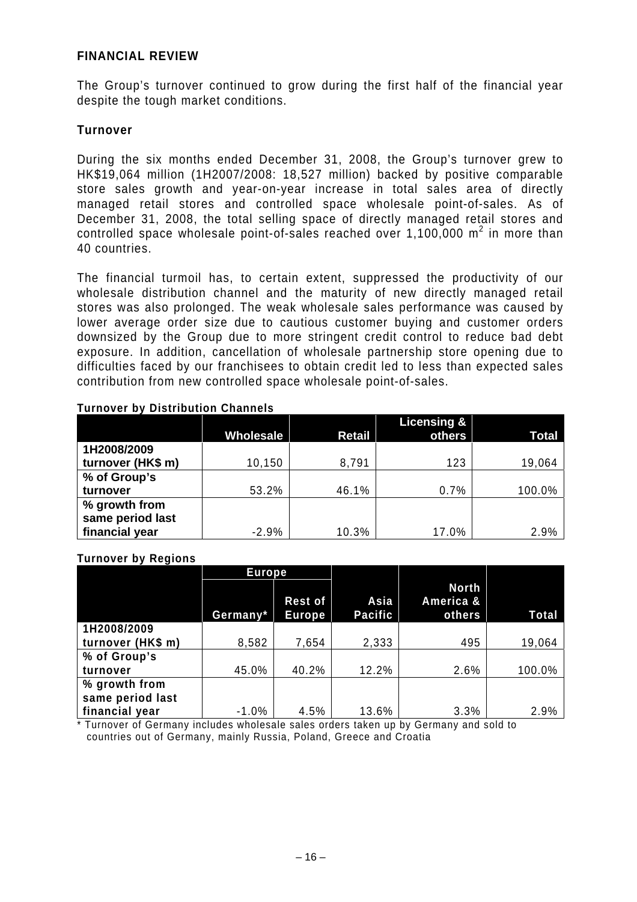## FINANCIAL REVIEW

The Group's turnover continued to grow during the first half of the financial year despite the tough market conditions.

### Turnover

During the six months ended December 31, 2008, the Group's turnover grew to HK$19,064 million (1H2007/2008: 18,527 million) backed by positive comparable store sales growth and year-on-year increase in total sales area of directly managed retail stores and controlled space wholesale point-of-sales. As of December 31, 2008, the total selling space of directly managed retail stores and controlled space wholesale point-of-sales reached over 1,100,000 $m^2$ in more than 40 countries.

The financial turmoil has, to certain extent, suppressed the productivity of our wholesale distribution channel and the maturity of new directly managed retail stores was also prolonged. The weak wholesale sales performance was caused by lower average order size due to cautious customer buying and customer orders downsized by the Group due to more stringent credit control to reduce bad debt exposure. In addition, cancellation of wholesale partnership store opening due to difficulties faced by our franchisees to obtain credit led to less than expected sales contribution from new controlled space wholesale point-of-sales.

**Turnover by Distribution Channels**

| | Wholesale | Retail | Licensing & others | Total |
|---|---|---|---|---|
| **1H2008/2009 turnover (HK$ m)** | 10,150 | 8,791 | 123 | 19,064 |
| **% of Group's turnover** | 53.2% | 46.1% | 0.7% | 100.0% |
| **% growth from same period last financial year** | -2.9% | 10.3% | 17.0% | 2.9% |

**Turnover by Regions**

| | Europe | | | | |
|---|---|---|---|---|---|
| | Germany* | Rest of Europe | Asia Pacific | North America & others | Total |
| **1H2008/2009 turnover (HK$ m)** | 8,582 | 7,654 | 2,333 | 495 | 19,064 |
| **% of Group's turnover** | 45.0% | 40.2% | 12.2% | 2.6% | 100.0% |
| **% growth from same period last financial year** | -1.0% | 4.5% | 13.6% | 3.3% | 2.9% |

\* Turnover of Germany includes wholesale sales orders taken up by Germany and sold to countries out of Germany, mainly Russia, Poland, Greece and Croatia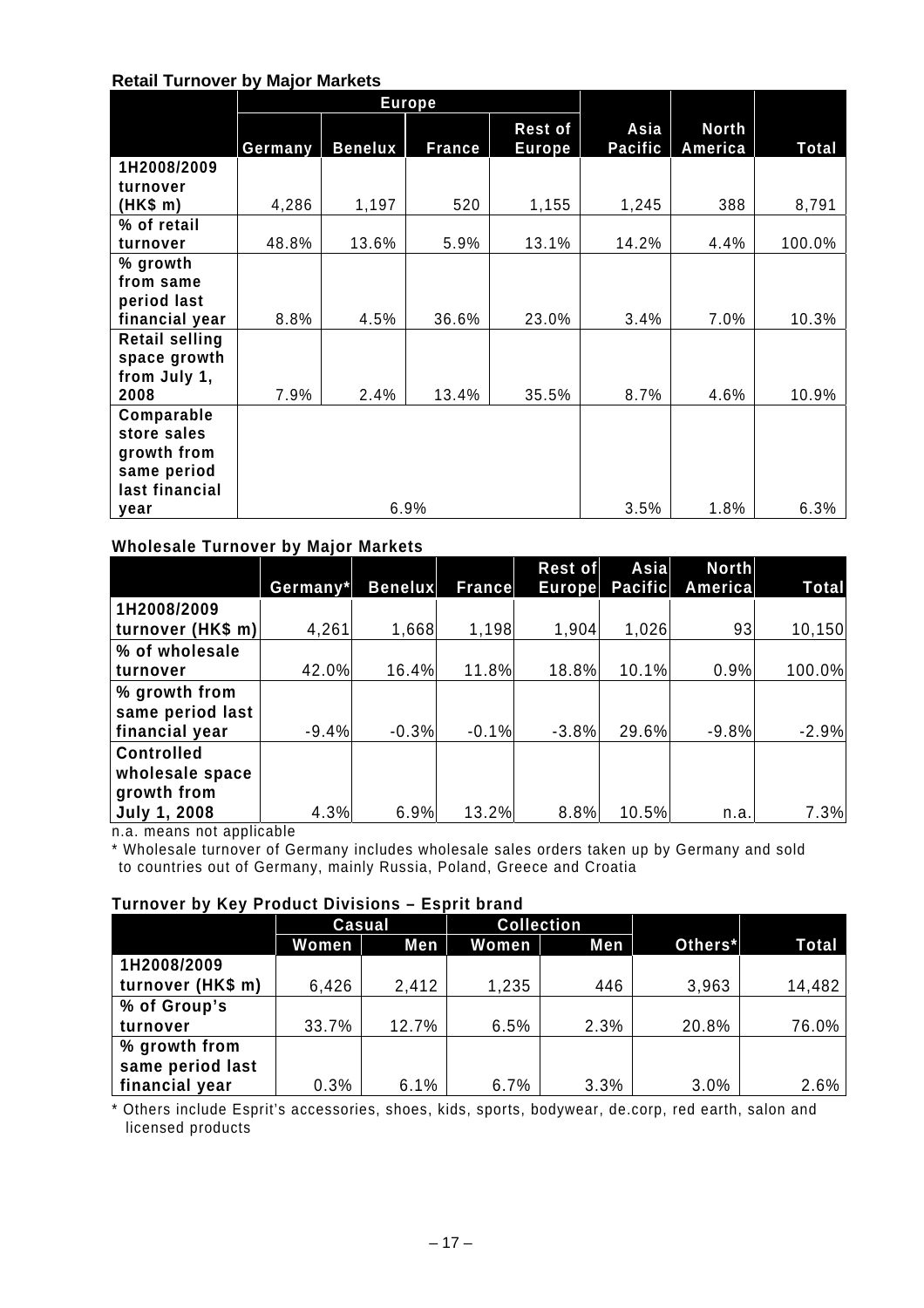**Retail Turnover by Major Markets**

| | Europe | | | | | | |
|---|---|---|---|---|---|---|---|
| | Germany | Benelux | France | Rest of Europe | Asia Pacific | North America | Total |
| 1H2008/2009 turnover (HK$ m) | 4,286 | 1,197 | 520 | 1,155 | 1,245 | 388 | 8,791 |
| % of retail turnover | 48.8% | 13.6% | 5.9% | 13.1% | 14.2% | 4.4% | 100.0% |
| % growth from same period last financial year | 8.8% | 4.5% | 36.6% | 23.0% | 3.4% | 7.0% | 10.3% |
| Retail selling space growth from July 1, 2008 | 7.9% | 2.4% | 13.4% | 35.5% | 8.7% | 4.6% | 10.9% |
| Comparable store sales growth from same period last financial year | 6.9% | | | | 3.5% | 1.8% | 6.3% |

**Wholesale Turnover by Major Markets**

| | Germany* | Benelux | France | Rest of Europe | Asia Pacific | North America | Total |
|---|---|---|---|---|---|---|---|
| 1H2008/2009 turnover (HK$ m) | 4,261 | 1,668 | 1,198 | 1,904 | 1,026 | 93 | 10,150 |
| % of wholesale turnover | 42.0% | 16.4% | 11.8% | 18.8% | 10.1% | 0.9% | 100.0% |
| % growth from same period last financial year | -9.4% | -0.3% | -0.1% | -3.8% | 29.6% | -9.8% | -2.9% |
| Controlled wholesale space growth from July 1, 2008 | 4.3% | 6.9% | 13.2% | 8.8% | 10.5% | n.a. | 7.3% |

n.a. means not applicable

* Wholesale turnover of Germany includes wholesale sales orders taken up by Germany and sold to countries out of Germany, mainly Russia, Poland, Greece and Croatia

**Turnover by Key Product Divisions – Esprit brand**

| | Casual | | Collection | | | |
|---|---|---|---|---|---|---|
| | Women | Men | Women | Men | Others* | Total |
| 1H2008/2009 turnover (HK$ m) | 6,426 | 2,412 | 1,235 | 446 | 3,963 | 14,482 |
| % of Group's turnover | 33.7% | 12.7% | 6.5% | 2.3% | 20.8% | 76.0% |
| % growth from same period last financial year | 0.3% | 6.1% | 6.7% | 3.3% | 3.0% | 2.6% |

* Others include Esprit's accessories, shoes, kids, sports, bodywear, de.corp, red earth, salon and licensed products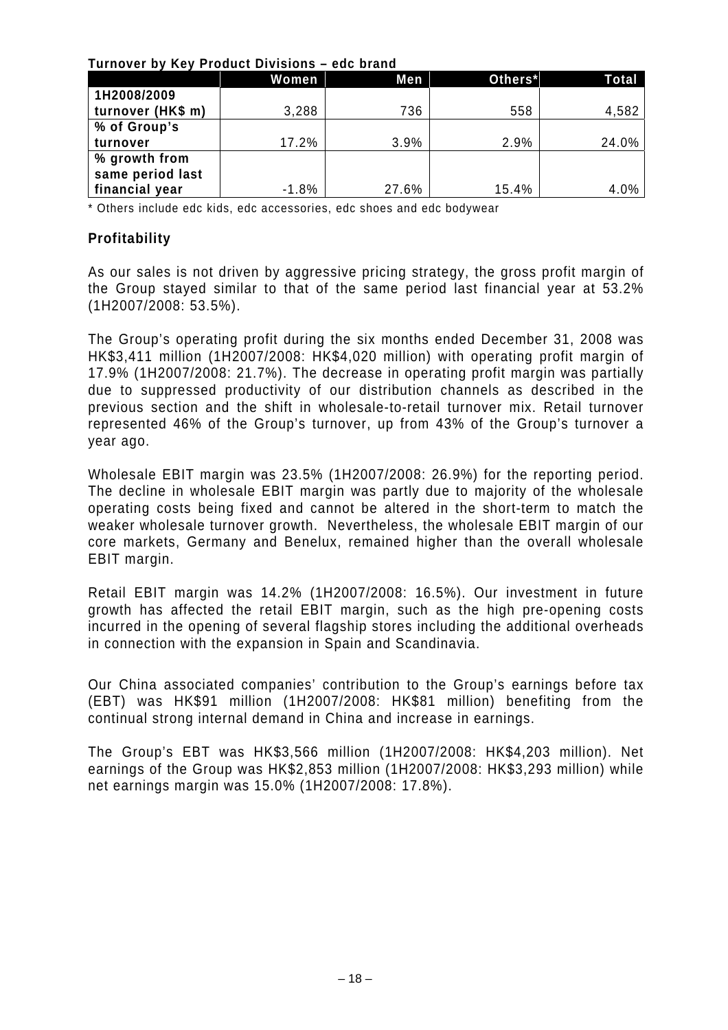**Turnover by Key Product Divisions – edc brand**

| | Women | Men | Others* | Total |
|---|---|---|---|---|
| 1H2008/2009 turnover (HK$ m) | 3,288 | 736 | 558 | 4,582 |
| % of Group's turnover | 17.2% | 3.9% | 2.9% | 24.0% |
| % growth from same period last financial year | -1.8% | 27.6% | 15.4% | 4.0% |

* Others include edc kids, edc accessories, edc shoes and edc bodywear

## Profitability

As our sales is not driven by aggressive pricing strategy, the gross profit margin of the Group stayed similar to that of the same period last financial year at 53.2% (1H2007/2008: 53.5%).

The Group's operating profit during the six months ended December 31, 2008 was HK$3,411 million (1H2007/2008: HK$4,020 million) with operating profit margin of 17.9% (1H2007/2008: 21.7%). The decrease in operating profit margin was partially due to suppressed productivity of our distribution channels as described in the previous section and the shift in wholesale-to-retail turnover mix. Retail turnover represented 46% of the Group's turnover, up from 43% of the Group's turnover a year ago.

Wholesale EBIT margin was 23.5% (1H2007/2008: 26.9%) for the reporting period. The decline in wholesale EBIT margin was partly due to majority of the wholesale operating costs being fixed and cannot be altered in the short-term to match the weaker wholesale turnover growth. Nevertheless, the wholesale EBIT margin of our core markets, Germany and Benelux, remained higher than the overall wholesale EBIT margin.

Retail EBIT margin was 14.2% (1H2007/2008: 16.5%). Our investment in future growth has affected the retail EBIT margin, such as the high pre-opening costs incurred in the opening of several flagship stores including the additional overheads in connection with the expansion in Spain and Scandinavia.

Our China associated companies' contribution to the Group's earnings before tax (EBT) was HK$91 million (1H2007/2008: HK$81 million) benefiting from the continual strong internal demand in China and increase in earnings.

The Group's EBT was HK$3,566 million (1H2007/2008: HK$4,203 million). Net earnings of the Group was HK$2,853 million (1H2007/2008: HK$3,293 million) while net earnings margin was 15.0% (1H2007/2008: 17.8%).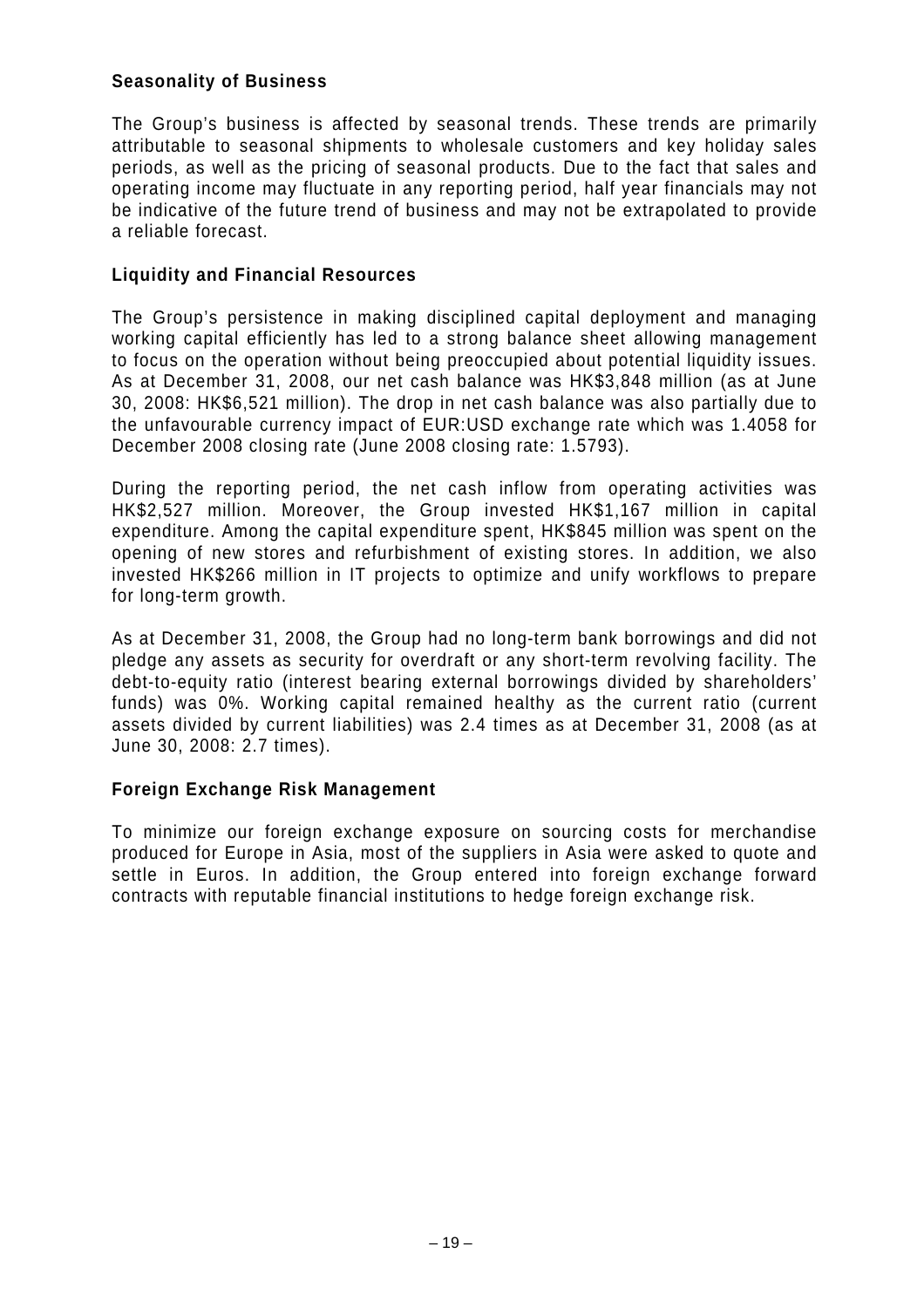**Seasonality of Business**

The Group's business is affected by seasonal trends. These trends are primarily attributable to seasonal shipments to wholesale customers and key holiday sales periods, as well as the pricing of seasonal products. Due to the fact that sales and operating income may fluctuate in any reporting period, half year financials may not be indicative of the future trend of business and may not be extrapolated to provide a reliable forecast.

**Liquidity and Financial Resources**

The Group's persistence in making disciplined capital deployment and managing working capital efficiently has led to a strong balance sheet allowing management to focus on the operation without being preoccupied about potential liquidity issues. As at December 31, 2008, our net cash balance was HK$3,848 million (as at June 30, 2008: HK$6,521 million). The drop in net cash balance was also partially due to the unfavourable currency impact of EUR:USD exchange rate which was 1.4058 for December 2008 closing rate (June 2008 closing rate: 1.5793).

During the reporting period, the net cash inflow from operating activities was HK$2,527 million. Moreover, the Group invested HK$1,167 million in capital expenditure. Among the capital expenditure spent, HK$845 million was spent on the opening of new stores and refurbishment of existing stores. In addition, we also invested HK$266 million in IT projects to optimize and unify workflows to prepare for long-term growth.

As at December 31, 2008, the Group had no long-term bank borrowings and did not pledge any assets as security for overdraft or any short-term revolving facility. The debt-to-equity ratio (interest bearing external borrowings divided by shareholders' funds) was 0%. Working capital remained healthy as the current ratio (current assets divided by current liabilities) was 2.4 times as at December 31, 2008 (as at June 30, 2008: 2.7 times).

**Foreign Exchange Risk Management**

To minimize our foreign exchange exposure on sourcing costs for merchandise produced for Europe in Asia, most of the suppliers in Asia were asked to quote and settle in Euros. In addition, the Group entered into foreign exchange forward contracts with reputable financial institutions to hedge foreign exchange risk.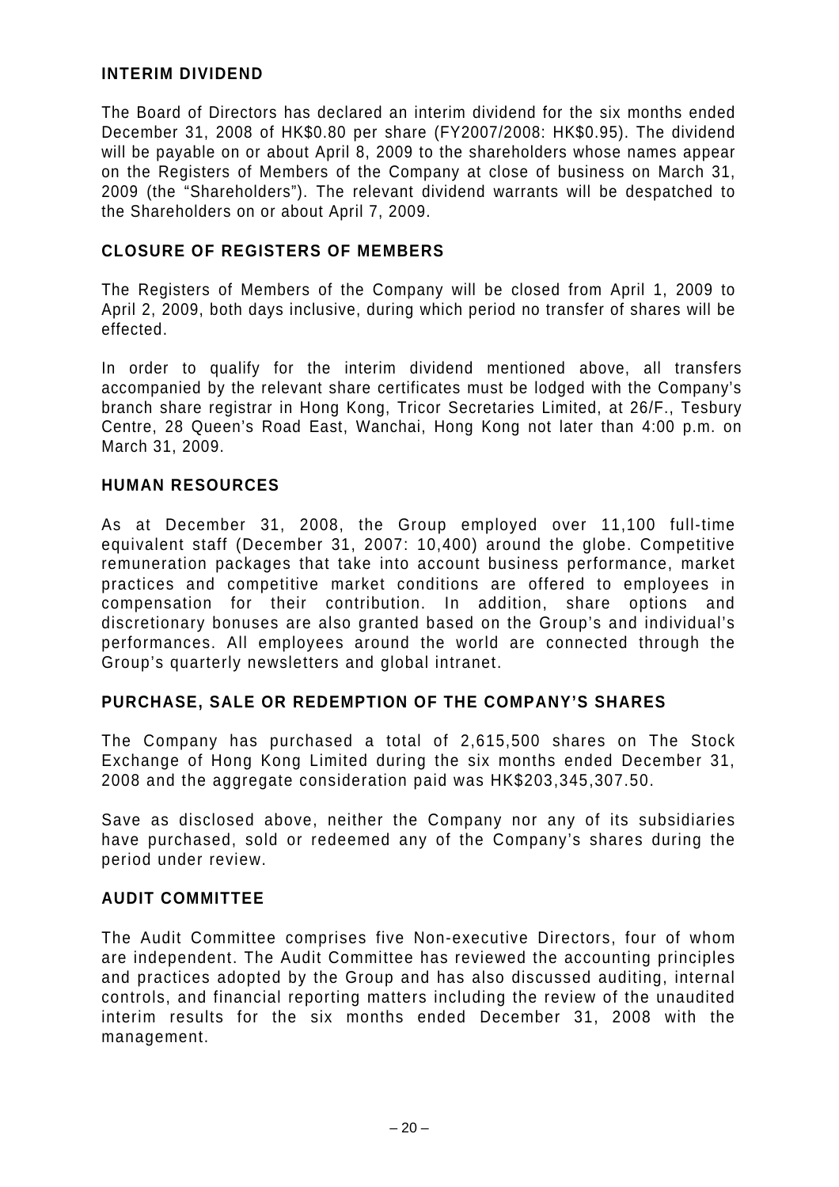## INTERIM DIVIDEND

The Board of Directors has declared an interim dividend for the six months ended December 31, 2008 of HK$0.80 per share (FY2007/2008: HK$0.95). The dividend will be payable on or about April 8, 2009 to the shareholders whose names appear on the Registers of Members of the Company at close of business on March 31, 2009 (the "Shareholders"). The relevant dividend warrants will be despatched to the Shareholders on or about April 7, 2009.

## CLOSURE OF REGISTERS OF MEMBERS

The Registers of Members of the Company will be closed from April 1, 2009 to April 2, 2009, both days inclusive, during which period no transfer of shares will be effected.

In order to qualify for the interim dividend mentioned above, all transfers accompanied by the relevant share certificates must be lodged with the Company's branch share registrar in Hong Kong, Tricor Secretaries Limited, at 26/F., Tesbury Centre, 28 Queen's Road East, Wanchai, Hong Kong not later than 4:00 p.m. on March 31, 2009.

## HUMAN RESOURCES

As at December 31, 2008, the Group employed over 11,100 full-time equivalent staff (December 31, 2007: 10,400) around the globe. Competitive remuneration packages that take into account business performance, market practices and competitive market conditions are offered to employees in compensation for their contribution. In addition, share options and discretionary bonuses are also granted based on the Group's and individual's performances. All employees around the world are connected through the Group's quarterly newsletters and global intranet.

## PURCHASE, SALE OR REDEMPTION OF THE COMPANY'S SHARES

The Company has purchased a total of 2,615,500 shares on The Stock Exchange of Hong Kong Limited during the six months ended December 31, 2008 and the aggregate consideration paid was HK$203,345,307.50.

Save as disclosed above, neither the Company nor any of its subsidiaries have purchased, sold or redeemed any of the Company's shares during the period under review.

## AUDIT COMMITTEE

The Audit Committee comprises five Non-executive Directors, four of whom are independent. The Audit Committee has reviewed the accounting principles and practices adopted by the Group and has also discussed auditing, internal controls, and financial reporting matters including the review of the unaudited interim results for the six months ended December 31, 2008 with the management.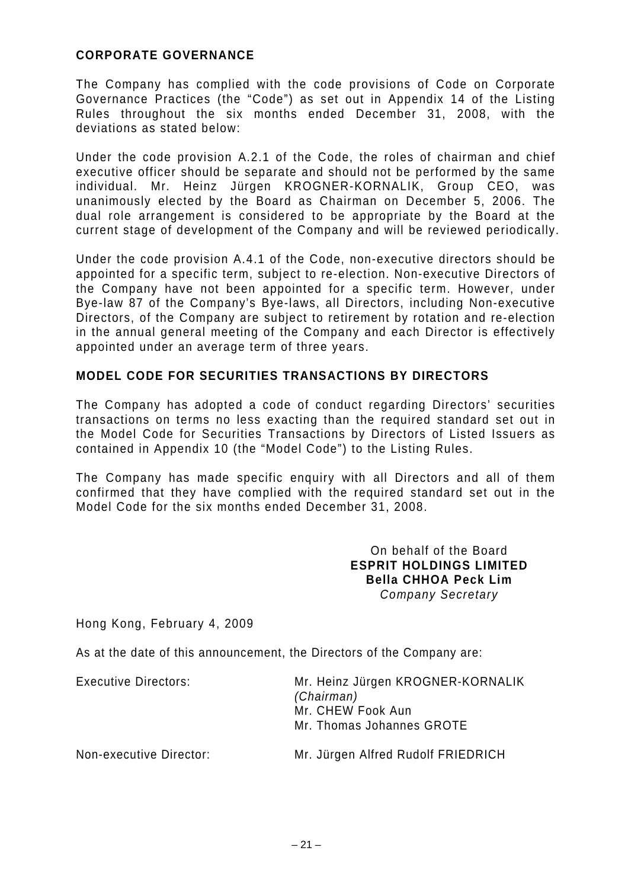## CORPORATE GOVERNANCE

The Company has complied with the code provisions of Code on Corporate Governance Practices (the "Code") as set out in Appendix 14 of the Listing Rules throughout the six months ended December 31, 2008, with the deviations as stated below:

Under the code provision A.2.1 of the Code, the roles of chairman and chief executive officer should be separate and should not be performed by the same individual. Mr. Heinz Jürgen KROGNER-KORNALIK, Group CEO, was unanimously elected by the Board as Chairman on December 5, 2006. The dual role arrangement is considered to be appropriate by the Board at the current stage of development of the Company and will be reviewed periodically.

Under the code provision A.4.1 of the Code, non-executive directors should be appointed for a specific term, subject to re-election. Non-executive Directors of the Company have not been appointed for a specific term. However, under Bye-law 87 of the Company's Bye-laws, all Directors, including Non-executive Directors, of the Company are subject to retirement by rotation and re-election in the annual general meeting of the Company and each Director is effectively appointed under an average term of three years.

## MODEL CODE FOR SECURITIES TRANSACTIONS BY DIRECTORS

The Company has adopted a code of conduct regarding Directors' securities transactions on terms no less exacting than the required standard set out in the Model Code for Securities Transactions by Directors of Listed Issuers as contained in Appendix 10 (the "Model Code") to the Listing Rules.

The Company has made specific enquiry with all Directors and all of them confirmed that they have complied with the required standard set out in the Model Code for the six months ended December 31, 2008.

On behalf of the Board
**ESPRIT HOLDINGS LIMITED**
**Bella CHHOA Peck Lim**
*Company Secretary*

Hong Kong, February 4, 2009

As at the date of this announcement, the Directors of the Company are:

| | |
|---|---|
| Executive Directors: | Mr. Heinz Jürgen KROGNER-KORNALIK *(Chairman)*<br>Mr. CHEW Fook Aun<br>Mr. Thomas Johannes GROTE |
| Non-executive Director: | Mr. Jürgen Alfred Rudolf FRIEDRICH |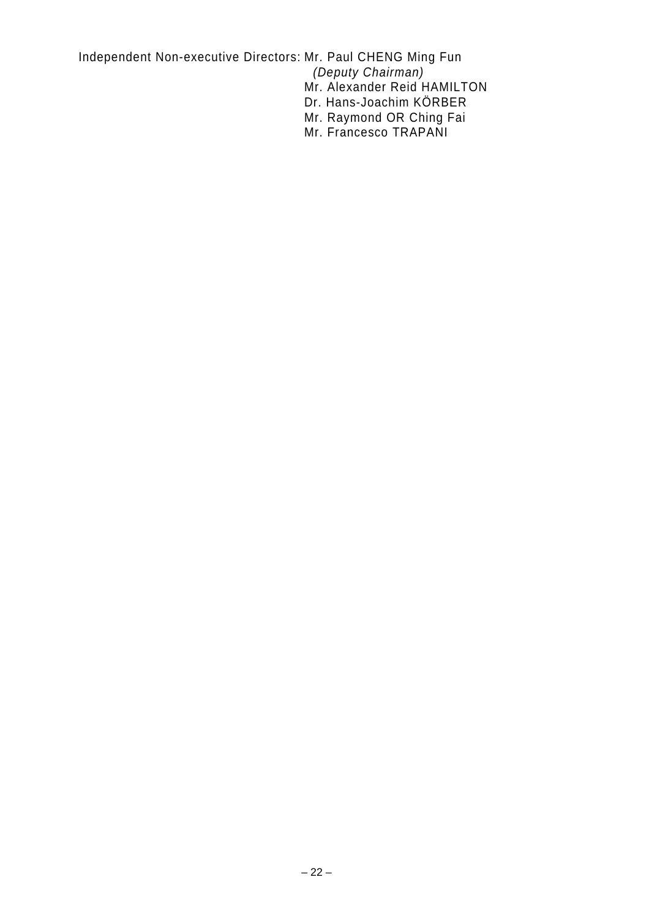Independent Non-executive Directors: Mr. Paul CHENG Ming Fun
*(Deputy Chairman)*
Mr. Alexander Reid HAMILTON
Dr. Hans-Joachim KÖRBER
Mr. Raymond OR Ching Fai
Mr. Francesco TRAPANI